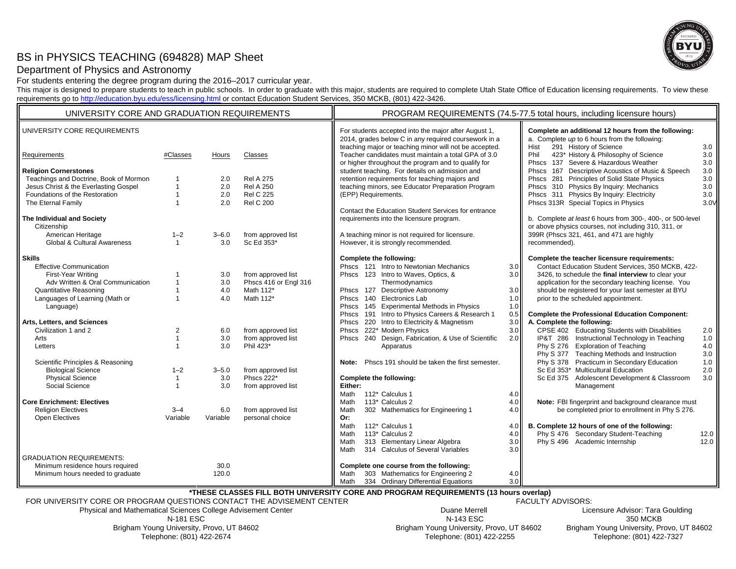# BS in PHYSICS TEACHING (694828) MAP Sheet

## Department of Physics and Astronomy

For students entering the degree program during the 2016–2017 curricular year.

This major is designed to prepare students to teach in public schools. In order to graduate with this major, students are required to complete Utah State Office of Education licensing requirements. To view these requirements go to http://education.byu.edu/ess/licensing.html or contact Education Student Services, 350 MCKB, (801) 422-3426.

## UNIVERSITY CORE AND GRADUATION REQUIREMENTS

### UNIVERSITY CORE REQUIREMENTS

| Requirements | #Classes | Hours | Classes |
|---|---|---|---|
| **Religion Cornerstones** | | | |
| Teachings and Doctrine, Book of Mormon | 1 | 2.0 | Rel A 275 |
| Jesus Christ & the Everlasting Gospel | 1 | 2.0 | Rel A 250 |
| Foundations of the Restoration | 1 | 2.0 | Rel C 225 |
| The Eternal Family | 1 | 2.0 | Rel C 200 |
| **The Individual and Society** | | | |
| Citizenship | | | |
| American Heritage | 1–2 | 3–6.0 | from approved list |
| Global & Cultural Awareness | 1 | 3.0 | Sc Ed 353* |
| **Skills** | | | |
| Effective Communication | | | |
| First-Year Writing | 1 | 3.0 | from approved list |
| Adv Written & Oral Communication | 1 | 3.0 | Phscs 416 or Engl 316 |
| Quantitative Reasoning | 1 | 4.0 | Math 112* |
| Languages of Learning (Math or Language) | 1 | 4.0 | Math 112* |
| **Arts, Letters, and Sciences** | | | |
| Civilization 1 and 2 | 2 | 6.0 | from approved list |
| Arts | 1 | 3.0 | from approved list |
| Letters | 1 | 3.0 | Phil 423* |
| Scientific Principles & Reasoning | | | |
| Biological Science | 1–2 | 3–5.0 | from approved list |
| Physical Science | 1 | 3.0 | Phscs 222* |
| Social Science | 1 | 3.0 | from approved list |
| **Core Enrichment: Electives** | | | |
| Religion Electives | 3–4 | 6.0 | from approved list |
| Open Electives | Variable | Variable | personal choice |

### GRADUATION REQUIREMENTS:

| | |
|---|---|
| Minimum residence hours required | 30.0 |
| Minimum hours needed to graduate | 120.0 |

## PROGRAM REQUIREMENTS (74.5-77.5 total hours, including licensure hours)

For students accepted into the major after August 1, 2014, grades below C in any required coursework in a teaching major or teaching minor will not be accepted. Teacher candidates must maintain a total GPA of 3.0 or higher throughout the program and to qualify for student teaching. For details on admission and retention requirements for teaching majors and teaching minors, see Educator Preparation Program (EPP) Requirements.

Contact the Education Student Services for entrance requirements into the licensure program.

A teaching minor is not required for licensure. However, it is strongly recommended.

**Complete the following:**

| Course | Title | Hours |
|---|---|---|
| Phscs 121 | Intro to Newtonian Mechanics | 3.0 |
| Phscs 123 | Intro to Waves, Optics, & Thermodynamics | 3.0 |
| Phscs 127 | Descriptive Astronomy | 3.0 |
| Phscs 140 | Electronics Lab | 1.0 |
| Phscs 145 | Experimental Methods in Physics | 1.0 |
| Phscs 191 | Intro to Physics Careers & Research 1 | 0.5 |
| Phscs 220 | Intro to Electricity & Magnetism | 3.0 |
| Phscs 222* | Modern Physics | 3.0 |
| Phscs 240 | Design, Fabrication, & Use of Scientific Apparatus | 2.0 |

**Note:** Phscs 191 should be taken the first semester.

**Complete the following:**

**Either:**

| Course | Title | Hours |
|---|---|---|
| Math 112* | Calculus 1 | 4.0 |
| Math 113* | Calculus 2 | 4.0 |
| Math 302 | Mathematics for Engineering 1 | 4.0 |

**Or:**

| Course | Title | Hours |
|---|---|---|
| Math 112* | Calculus 1 | 4.0 |
| Math 113* | Calculus 2 | 4.0 |
| Math 313 | Elementary Linear Algebra | 3.0 |
| Math 314 | Calculus of Several Variables | 3.0 |

**Complete one course from the following:**

| Course | Title | Hours |
|---|---|---|
| Math 303 | Mathematics for Engineering 2 | 4.0 |
| Math 334 | Ordinary Differential Equations | 3.0 |

**Complete an additional 12 hours from the following:**

a. Complete *up* to 6 hours from the following:

| Course | Title | Hours |
|---|---|---|
| Hist 291 | History of Science | 3.0 |
| Phil 423* | History & Philosophy of Science | 3.0 |
| Phscs 137 | Severe & Hazardous Weather | 3.0 |
| Phscs 167 | Descriptive Acoustics of Music & Speech | 3.0 |
| Phscs 281 | Principles of Solid State Physics | 3.0 |
| Phscs 310 | Physics By Inquiry: Mechanics | 3.0 |
| Phscs 311 | Physics By Inquiry: Electricity | 3.0 |
| Phscs 313R | Special Topics in Physics | 3.0V |

b. Complete *at least* 6 hours from 300-, 400-, or 500-level or above physics courses, not including 310, 311, or 399R (Phscs 321, 461, and 471 are highly recommended).

**Complete the teacher licensure requirements:**

Contact Education Student Services, 350 MCKB, 422-3426, to schedule the **final interview** to clear your application for the secondary teaching license. You should be registered for your last semester at BYU prior to the scheduled appointment.

**Complete the Professional Education Component:**

**A. Complete the following:**

| Course | Title | Hours |
|---|---|---|
| CPSE 402 | Educating Students with Disabilities | 2.0 |
| IP&T 286 | Instructional Technology in Teaching | 1.0 |
| Phy S 276 | Exploration of Teaching | 4.0 |
| Phy S 377 | Teaching Methods and Instruction | 3.0 |
| Phy S 378 | Practicum in Secondary Education | 1.0 |
| Sc Ed 353* | Multicultural Education | 2.0 |
| Sc Ed 375 | Adolescent Development & Classroom Management | 3.0 |

**Note:** FBI fingerprint and background clearance must be completed prior to enrollment in Phy S 276.

**B. Complete 12 hours of one of the following:**

| Course | Title | Hours |
|---|---|---|
| Phy S 476 | Secondary Student-Teaching | 12.0 |
| Phy S 496 | Academic Internship | 12.0 |

**\*THESE CLASSES FILL BOTH UNIVERSITY CORE AND PROGRAM REQUIREMENTS (13 hours overlap)**

FOR UNIVERSITY CORE OR PROGRAM QUESTIONS CONTACT THE ADVISEMENT CENTER

Physical and Mathematical Sciences College Advisement Center
N-181 ESC
Brigham Young University, Provo, UT 84602
Telephone: (801) 422-2674

FACULTY ADVISORS:

Duane Merrell
N-143 ESC
Brigham Young University, Provo, UT 84602
Telephone: (801) 422-2255

Licensure Advisor: Tara Goulding
350 MCKB
Brigham Young University, Provo, UT 84602
Telephone: (801) 422-7327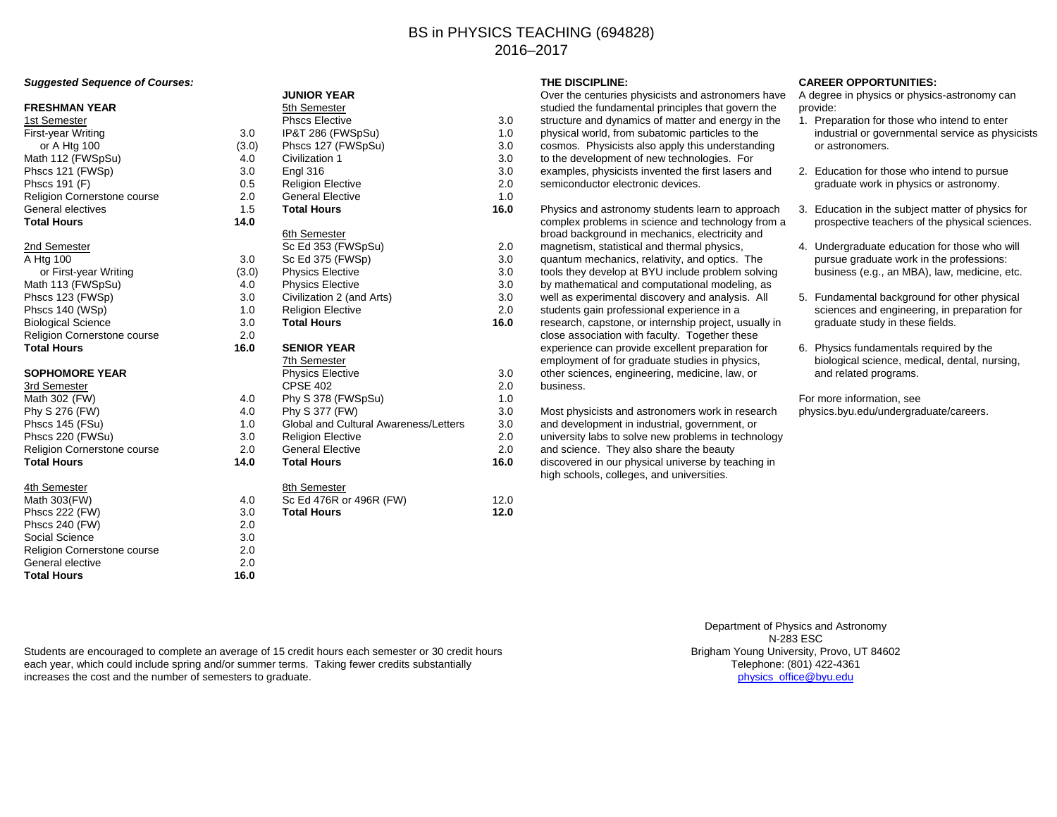# BS in PHYSICS TEACHING (694828)
## 2016–2017

***Suggested Sequence of Courses:***

### FRESHMAN YEAR

| 1st Semester | |
|---|---|
| First-year Writing | 3.0 |
| or A Htg 100 | (3.0) |
| Math 112 (FWSpSu) | 4.0 |
| Phscs 121 (FWSp) | 3.0 |
| Phscs 191 (F) | 0.5 |
| Religion Cornerstone course | 2.0 |
| General electives | 1.5 |
| **Total Hours** | **14.0** |

| 2nd Semester | |
|---|---|
| A Htg 100 | 3.0 |
| or First-year Writing | (3.0) |
| Math 113 (FWSpSu) | 4.0 |
| Phscs 123 (FWSp) | 3.0 |
| Phscs 140 (WSp) | 1.0 |
| Biological Science | 3.0 |
| Religion Cornerstone course | 2.0 |
| **Total Hours** | **16.0** |

### SOPHOMORE YEAR

| 3rd Semester | |
|---|---|
| Math 302 (FW) | 4.0 |
| Phy S 276 (FW) | 4.0 |
| Phscs 145 (FSu) | 1.0 |
| Phscs 220 (FWSu) | 3.0 |
| Religion Cornerstone course | 2.0 |
| **Total Hours** | **14.0** |

| 4th Semester | |
|---|---|
| Math 303(FW) | 4.0 |
| Phscs 222 (FW) | 3.0 |
| Phscs 240 (FW) | 2.0 |
| Social Science | 3.0 |
| Religion Cornerstone course | 2.0 |
| General elective | 2.0 |
| **Total Hours** | **16.0** |

### JUNIOR YEAR

| 5th Semester | |
|---|---|
| Phscs Elective | 3.0 |
| IP&T 286 (FWSpSu) | 1.0 |
| Phscs 127 (FWSpSu) | 3.0 |
| Civilization 1 | 3.0 |
| Engl 316 | 3.0 |
| Religion Elective | 2.0 |
| General Elective | 1.0 |
| **Total Hours** | **16.0** |

| 6th Semester | |
|---|---|
| Sc Ed 353 (FWSpSu) | 2.0 |
| Sc Ed 375 (FWSp) | 3.0 |
| Physics Elective | 3.0 |
| Physics Elective | 3.0 |
| Civilization 2 (and Arts) | 3.0 |
| Religion Elective | 2.0 |
| **Total Hours** | **16.0** |

### SENIOR YEAR

| 7th Semester | |
|---|---|
| Physics Elective | 3.0 |
| CPSE 402 | 2.0 |
| Phy S 378 (FWSpSu) | 1.0 |
| Phy S 377 (FW) | 3.0 |
| Global and Cultural Awareness/Letters | 3.0 |
| Religion Elective | 2.0 |
| General Elective | 2.0 |
| **Total Hours** | **16.0** |

| 8th Semester | |
|---|---|
| Sc Ed 476R or 496R (FW) | 12.0 |
| **Total Hours** | **12.0** |

Students are encouraged to complete an average of 15 credit hours each semester or 30 credit hours each year, which could include spring and/or summer terms. Taking fewer credits substantially increases the cost and the number of semesters to graduate.

### THE DISCIPLINE:

Over the centuries physicists and astronomers have studied the fundamental principles that govern the structure and dynamics of matter and energy in the physical world, from subatomic particles to the cosmos. Physicists also apply this understanding to the development of new technologies. For examples, physicists invented the first lasers and semiconductor electronic devices.

Physics and astronomy students learn to approach complex problems in science and technology from a broad background in mechanics, electricity and magnetism, statistical and thermal physics, quantum mechanics, relativity, and optics. The tools they develop at BYU include problem solving by mathematical and computational modeling, as well as experimental discovery and analysis. All students gain professional experience in a research, capstone, or internship project, usually in close association with faculty. Together these experience can provide excellent preparation for employment of for graduate studies in physics, other sciences, engineering, medicine, law, or business.

Most physicists and astronomers work in research and development in industrial, government, or university labs to solve new problems in technology and science. They also share the beauty discovered in our physical universe by teaching in high schools, colleges, and universities.

### CAREER OPPORTUNITIES:

A degree in physics or physics-astronomy can provide:

1. Preparation for those who intend to enter industrial or governmental service as physicists or astronomers.
2. Education for those who intend to pursue graduate work in physics or astronomy.
3. Education in the subject matter of physics for prospective teachers of the physical sciences.
4. Undergraduate education for those who will pursue graduate work in the professions: business (e.g., an MBA), law, medicine, etc.
5. Fundamental background for other physical sciences and engineering, in preparation for graduate study in these fields.
6. Physics fundamentals required by the biological science, medical, dental, nursing, and related programs.

For more information, see physics.byu.edu/undergraduate/careers.

Department of Physics and Astronomy
N-283 ESC
Brigham Young University, Provo, UT 84602
Telephone: (801) 422-4361
physics_office@byu.edu